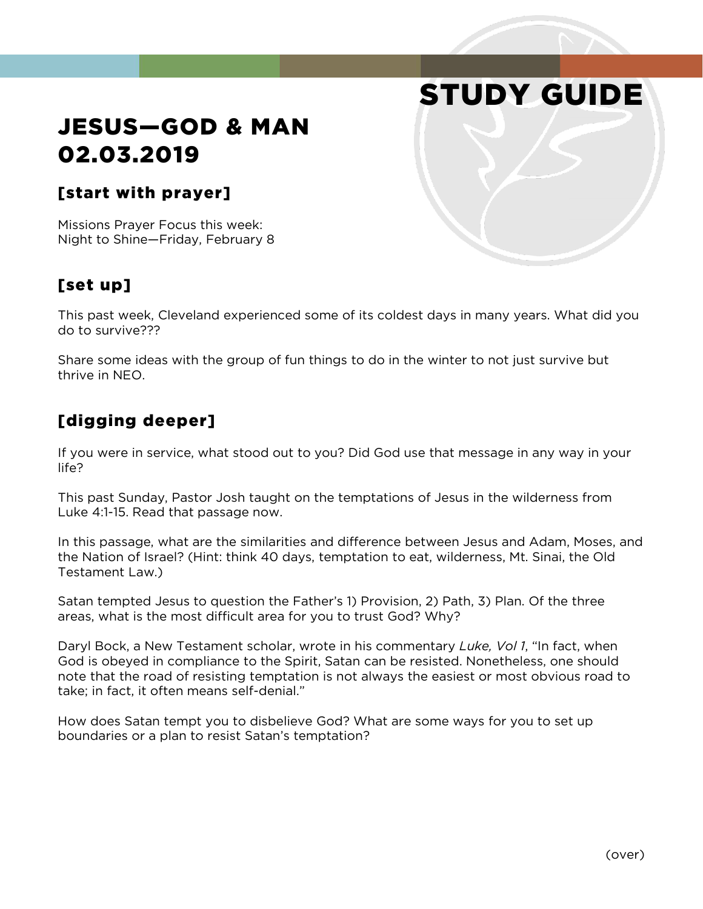# STUDY GUIDE

## JESUS—GOD & MAN
## 02.03.2019

### [start with prayer]

Missions Prayer Focus this week:
Night to Shine—Friday, February 8

### [set up]

This past week, Cleveland experienced some of its coldest days in many years. What did you do to survive???

Share some ideas with the group of fun things to do in the winter to not just survive but thrive in NEO.

### [digging deeper]

If you were in service, what stood out to you? Did God use that message in any way in your life?

This past Sunday, Pastor Josh taught on the temptations of Jesus in the wilderness from Luke 4:1-15. Read that passage now.

In this passage, what are the similarities and difference between Jesus and Adam, Moses, and the Nation of Israel? (Hint: think 40 days, temptation to eat, wilderness, Mt. Sinai, the Old Testament Law.)

Satan tempted Jesus to question the Father's 1) Provision, 2) Path, 3) Plan. Of the three areas, what is the most difficult area for you to trust God? Why?

Daryl Bock, a New Testament scholar, wrote in his commentary *Luke, Vol 1,* "In fact, when God is obeyed in compliance to the Spirit, Satan can be resisted. Nonetheless, one should note that the road of resisting temptation is not always the easiest or most obvious road to take; in fact, it often means self-denial."

How does Satan tempt you to disbelieve God? What are some ways for you to set up boundaries or a plan to resist Satan's temptation?

(over)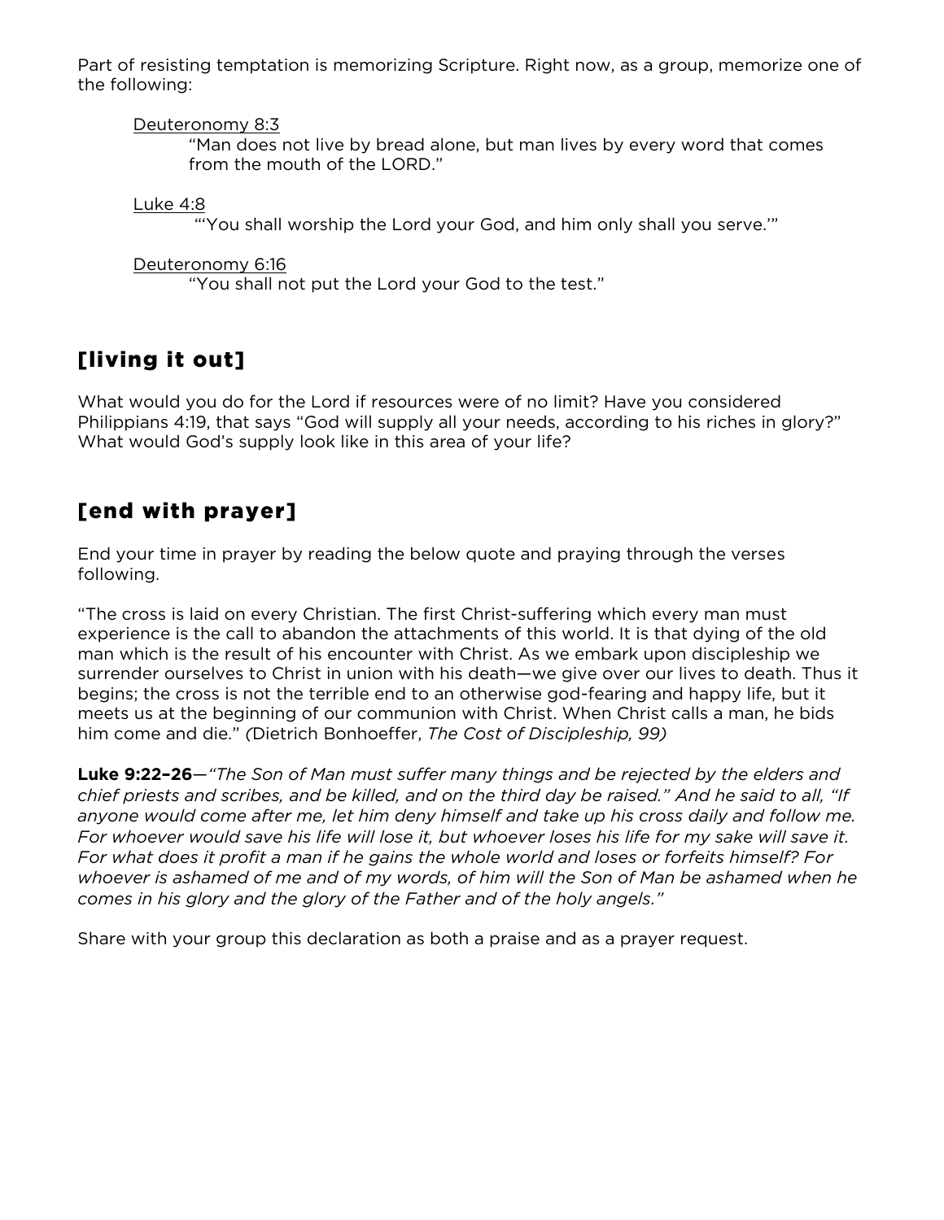Part of resisting temptation is memorizing Scripture. Right now, as a group, memorize one of the following:

Deuteronomy 8:3

> "Man does not live by bread alone, but man lives by every word that comes from the mouth of the LORD."

Luke 4:8

> "'You shall worship the Lord your God, and him only shall you serve.'"

Deuteronomy 6:16

> "You shall not put the Lord your God to the test."

## [living it out]

What would you do for the Lord if resources were of no limit? Have you considered Philippians 4:19, that says "God will supply all your needs, according to his riches in glory?" What would God's supply look like in this area of your life?

## [end with prayer]

End your time in prayer by reading the below quote and praying through the verses following.

"The cross is laid on every Christian. The first Christ-suffering which every man must experience is the call to abandon the attachments of this world. It is that dying of the old man which is the result of his encounter with Christ. As we embark upon discipleship we surrender ourselves to Christ in union with his death—we give over our lives to death. Thus it begins; the cross is not the terrible end to an otherwise god-fearing and happy life, but it meets us at the beginning of our communion with Christ. When Christ calls a man, he bids him come and die." *(*Dietrich Bonhoeffer, *The Cost of Discipleship, 99)*

**Luke 9:22–26**—*"The Son of Man must suffer many things and be rejected by the elders and chief priests and scribes, and be killed, and on the third day be raised." And he said to all, "If anyone would come after me, let him deny himself and take up his cross daily and follow me. For whoever would save his life will lose it, but whoever loses his life for my sake will save it. For what does it profit a man if he gains the whole world and loses or forfeits himself? For whoever is ashamed of me and of my words, of him will the Son of Man be ashamed when he comes in his glory and the glory of the Father and of the holy angels."*

Share with your group this declaration as both a praise and as a prayer request.